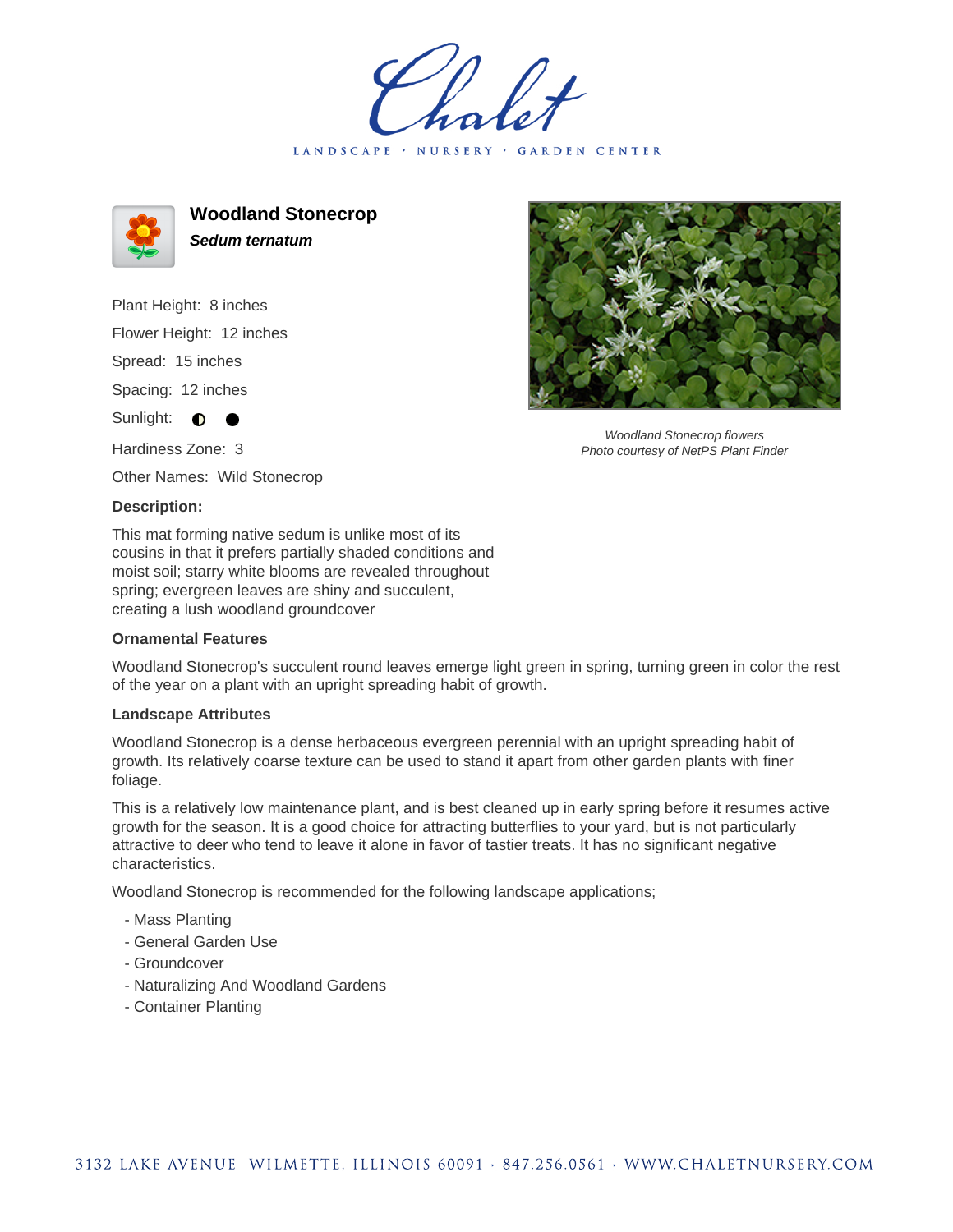# Woodland Stonecrop

***Sedum ternatum***

Plant Height: 8 inches

Flower Height: 12 inches

Spread: 15 inches

Spacing: 12 inches

Sunlight: ◐ ●

Hardiness Zone: 3

Other Names: Wild Stonecrop

*Woodland Stonecrop flowers*
*Photo courtesy of NetPS Plant Finder*

### Description:

This mat forming native sedum is unlike most of its cousins in that it prefers partially shaded conditions and moist soil; starry white blooms are revealed throughout spring; evergreen leaves are shiny and succulent, creating a lush woodland groundcover

### Ornamental Features

Woodland Stonecrop's succulent round leaves emerge light green in spring, turning green in color the rest of the year on a plant with an upright spreading habit of growth.

### Landscape Attributes

Woodland Stonecrop is a dense herbaceous evergreen perennial with an upright spreading habit of growth. Its relatively coarse texture can be used to stand it apart from other garden plants with finer foliage.

This is a relatively low maintenance plant, and is best cleaned up in early spring before it resumes active growth for the season. It is a good choice for attracting butterflies to your yard, but is not particularly attractive to deer who tend to leave it alone in favor of tastier treats. It has no significant negative characteristics.

Woodland Stonecrop is recommended for the following landscape applications;

- Mass Planting
- General Garden Use
- Groundcover
- Naturalizing And Woodland Gardens
- Container Planting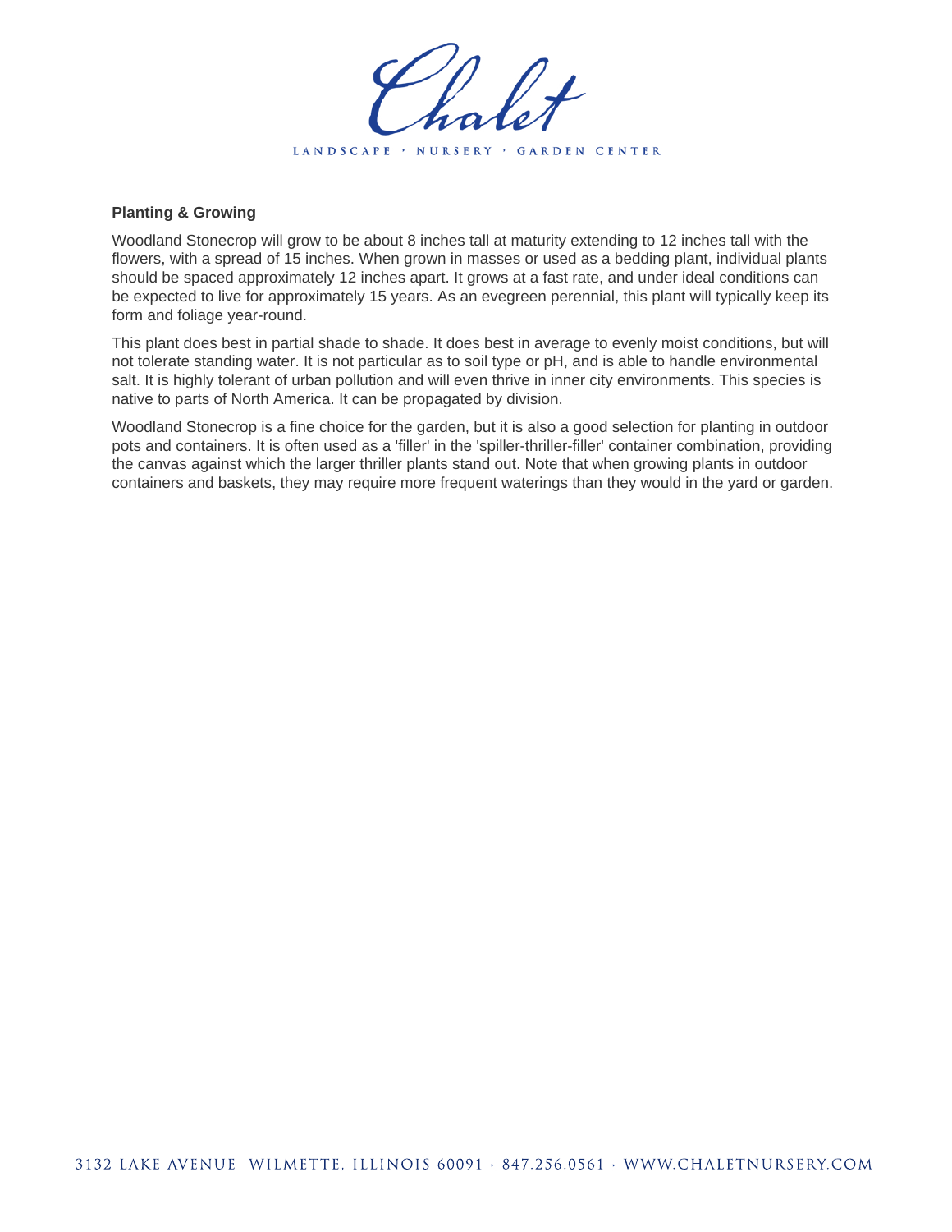**Planting & Growing**

Woodland Stonecrop will grow to be about 8 inches tall at maturity extending to 12 inches tall with the flowers, with a spread of 15 inches. When grown in masses or used as a bedding plant, individual plants should be spaced approximately 12 inches apart. It grows at a fast rate, and under ideal conditions can be expected to live for approximately 15 years. As an evegreen perennial, this plant will typically keep its form and foliage year-round.

This plant does best in partial shade to shade. It does best in average to evenly moist conditions, but will not tolerate standing water. It is not particular as to soil type or pH, and is able to handle environmental salt. It is highly tolerant of urban pollution and will even thrive in inner city environments. This species is native to parts of North America. It can be propagated by division.

Woodland Stonecrop is a fine choice for the garden, but it is also a good selection for planting in outdoor pots and containers. It is often used as a 'filler' in the 'spiller-thriller-filler' container combination, providing the canvas against which the larger thriller plants stand out. Note that when growing plants in outdoor containers and baskets, they may require more frequent waterings than they would in the yard or garden.